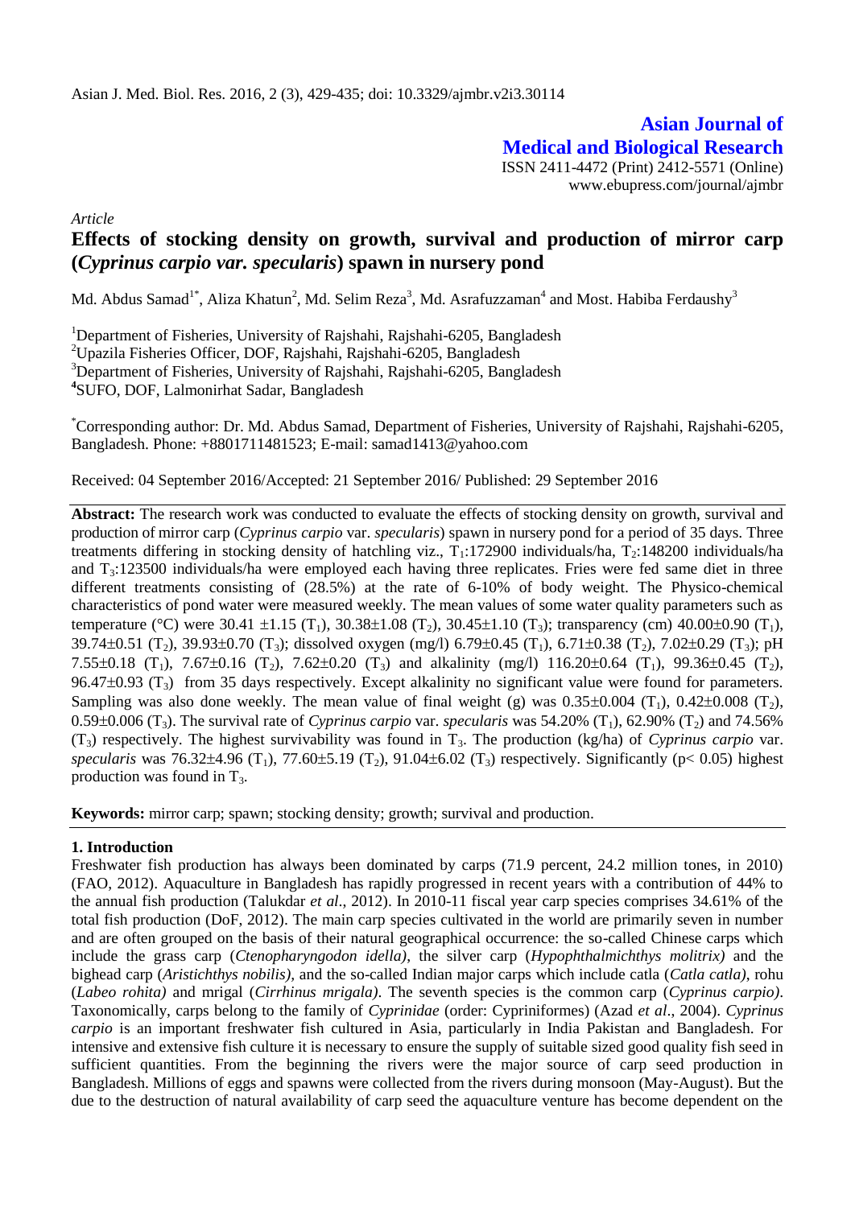# Asian Journal of Medical and Biological Research

ISSN 2411-4472 (Print) 2412-5571 (Online)
www.ebupress.com/journal/ajmbr

*Article*

## Effects of stocking density on growth, survival and production of mirror carp (*Cyprinus carpio var. specularis*) spawn in nursery pond

Md. Abdus Samad[1*], Aliza Khatun[2], Md. Selim Reza[3], Md. Asrafuzzaman[4] and Most. Habiba Ferdaushy[3]

[1]Department of Fisheries, University of Rajshahi, Rajshahi-6205, Bangladesh
[2]Upazila Fisheries Officer, DOF, Rajshahi, Rajshahi-6205, Bangladesh
[3]Department of Fisheries, University of Rajshahi, Rajshahi-6205, Bangladesh
[4]SUFO, DOF, Lalmonirhat Sadar, Bangladesh

[*]Corresponding author: Dr. Md. Abdus Samad, Department of Fisheries, University of Rajshahi, Rajshahi-6205, Bangladesh. Phone: +8801711481523; E-mail: samad1413@yahoo.com

Received: 04 September 2016/Accepted: 21 September 2016/ Published: 29 September 2016

**Abstract:** The research work was conducted to evaluate the effects of stocking density on growth, survival and production of mirror carp (*Cyprinus carpio* var. *specularis*) spawn in nursery pond for a period of 35 days. Three treatments differing in stocking density of hatchling viz., $T_1$:172900 individuals/ha, $T_2$:148200 individuals/ha and $T_3$:123500 individuals/ha were employed each having three replicates. Fries were fed same diet in three different treatments consisting of (28.5%) at the rate of 6-10% of body weight. The Physico-chemical characteristics of pond water were measured weekly. The mean values of some water quality parameters such as temperature (°C) were 30.41 ±1.15 ($T_1$), 30.38±1.08 ($T_2$), 30.45±1.10 ($T_3$); transparency (cm) 40.00±0.90 ($T_1$), 39.74±0.51 ($T_2$), 39.93±0.70 ($T_3$); dissolved oxygen (mg/l) 6.79±0.45 ($T_1$), 6.71±0.38 ($T_2$), 7.02±0.29 ($T_3$); pH 7.55±0.18 ($T_1$), 7.67±0.16 ($T_2$), 7.62±0.20 ($T_3$) and alkalinity (mg/l) 116.20±0.64 ($T_1$), 99.36±0.45 ($T_2$), 96.47±0.93 ($T_3$) from 35 days respectively. Except alkalinity no significant value were found for parameters. Sampling was also done weekly. The mean value of final weight (g) was 0.35±0.004 ($T_1$), 0.42±0.008 ($T_2$), 0.59±0.006 ($T_3$). The survival rate of *Cyprinus carpio* var. *specularis* was 54.20% ($T_1$), 62.90% ($T_2$) and 74.56% ($T_3$) respectively. The highest survivability was found in $T_3$. The production (kg/ha) of *Cyprinus carpio* var. *specularis* was 76.32±4.96 ($T_1$), 77.60±5.19 ($T_2$), 91.04±6.02 ($T_3$) respectively. Significantly ($p < 0.05$) highest production was found in $T_3$.

**Keywords:** mirror carp; spawn; stocking density; growth; survival and production.

### 1. Introduction

Freshwater fish production has always been dominated by carps (71.9 percent, 24.2 million tones, in 2010) (FAO, 2012). Aquaculture in Bangladesh has rapidly progressed in recent years with a contribution of 44% to the annual fish production (Talukdar *et al.*, 2012). In 2010-11 fiscal year carp species comprises 34.61% of the total fish production (DoF, 2012). The main carp species cultivated in the world are primarily seven in number and are often grouped on the basis of their natural geographical occurrence: the so-called Chinese carps which include the grass carp (*Ctenopharyngodon idella)*, the silver carp (*Hypophthalmichthys molitrix)* and the bighead carp (*Aristichthys nobilis)*, and the so-called Indian major carps which include catla (*Catla catla)*, rohu (*Labeo rohita)* and mrigal (*Cirrhinus mrigala)*. The seventh species is the common carp (*Cyprinus carpio)*. Taxonomically, carps belong to the family of *Cyprinidae* (order: Cypriniformes) (Azad *et al*., 2004). *Cyprinus carpio* is an important freshwater fish cultured in Asia, particularly in India Pakistan and Bangladesh. For intensive and extensive fish culture it is necessary to ensure the supply of suitable sized good quality fish seed in sufficient quantities. From the beginning the rivers were the major source of carp seed production in Bangladesh. Millions of eggs and spawns were collected from the rivers during monsoon (May-August). But the due to the destruction of natural availability of carp seed the aquaculture venture has become dependent on the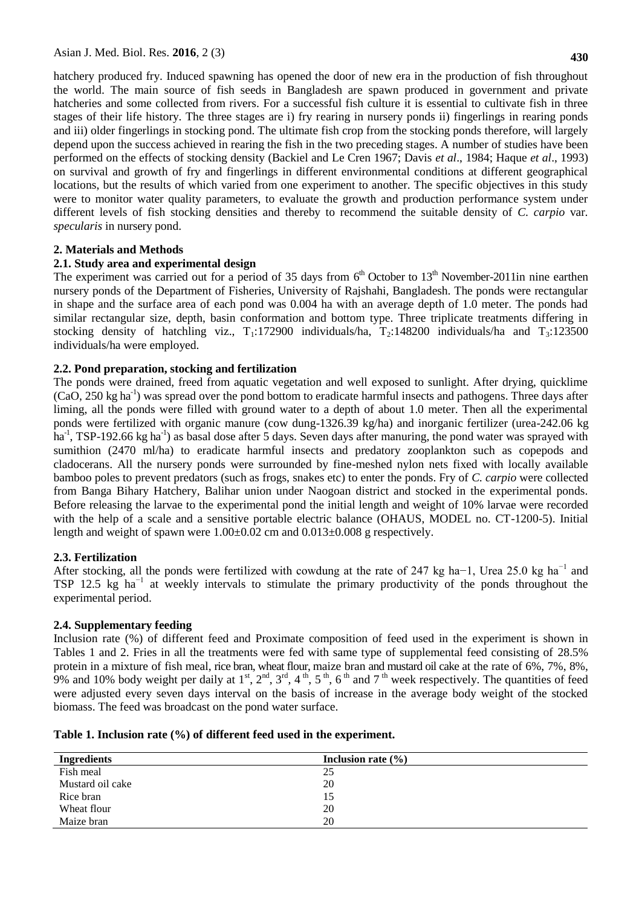hatchery produced fry. Induced spawning has opened the door of new era in the production of fish throughout the world. The main source of fish seeds in Bangladesh are spawn produced in government and private hatcheries and some collected from rivers. For a successful fish culture it is essential to cultivate fish in three stages of their life history. The three stages are i) fry rearing in nursery ponds ii) fingerlings in rearing ponds and iii) older fingerlings in stocking pond. The ultimate fish crop from the stocking ponds therefore, will largely depend upon the success achieved in rearing the fish in the two preceding stages. A number of studies have been performed on the effects of stocking density (Backiel and Le Cren 1967; Davis *et al*., 1984; Haque *et al*., 1993) on survival and growth of fry and fingerlings in different environmental conditions at different geographical locations, but the results of which varied from one experiment to another. The specific objectives in this study were to monitor water quality parameters, to evaluate the growth and production performance system under different levels of fish stocking densities and thereby to recommend the suitable density of *C. carpio* var. *specularis* in nursery pond.

## 2. Materials and Methods

### 2.1. Study area and experimental design

The experiment was carried out for a period of 35 days from 6th October to 13th November-2011in nine earthen nursery ponds of the Department of Fisheries, University of Rajshahi, Bangladesh. The ponds were rectangular in shape and the surface area of each pond was 0.004 ha with an average depth of 1.0 meter. The ponds had similar rectangular size, depth, basin conformation and bottom type. Three triplicate treatments differing in stocking density of hatchling viz., $T_1$:172900 individuals/ha, $T_2$:148200 individuals/ha and $T_3$:123500 individuals/ha were employed.

### 2.2. Pond preparation, stocking and fertilization

The ponds were drained, freed from aquatic vegetation and well exposed to sunlight. After drying, quicklime (CaO, 250 kg $ha^{-1}$) was spread over the pond bottom to eradicate harmful insects and pathogens. Three days after liming, all the ponds were filled with ground water to a depth of about 1.0 meter. Then all the experimental ponds were fertilized with organic manure (cow dung-1326.39 kg/ha) and inorganic fertilizer (urea-242.06 kg $ha^{-1}$, TSP-192.66 kg $ha^{-1}$) as basal dose after 5 days. Seven days after manuring, the pond water was sprayed with sumithion (2470 ml/ha) to eradicate harmful insects and predatory zooplankton such as copepods and cladocerans. All the nursery ponds were surrounded by fine-meshed nylon nets fixed with locally available bamboo poles to prevent predators (such as frogs, snakes etc) to enter the ponds. Fry of *C. carpio* were collected from Banga Bihary Hatchery, Balihar union under Naogoan district and stocked in the experimental ponds. Before releasing the larvae to the experimental pond the initial length and weight of 10% larvae were recorded with the help of a scale and a sensitive portable electric balance (OHAUS, MODEL no. CT-1200-5). Initial length and weight of spawn were 1.00±0.02 cm and 0.013±0.008 g respectively.

### 2.3. Fertilization

After stocking, all the ponds were fertilized with cowdung at the rate of 247 kg ha−1, Urea 25.0 kg $ha^{-1}$ and TSP 12.5 kg $ha^{-1}$ at weekly intervals to stimulate the primary productivity of the ponds throughout the experimental period.

### 2.4. Supplementary feeding

Inclusion rate (%) of different feed and Proximate composition of feed used in the experiment is shown in Tables 1 and 2. Fries in all the treatments were fed with same type of supplemental feed consisting of 28.5% protein in a mixture of fish meal, rice bran, wheat flour, maize bran and mustard oil cake at the rate of 6%, 7%, 8%, 9% and 10% body weight per daily at 1st, 2nd, 3rd, 4th, 5th, 6th and 7th week respectively. The quantities of feed were adjusted every seven days interval on the basis of increase in the average body weight of the stocked biomass. The feed was broadcast on the pond water surface.

**Table 1. Inclusion rate (%) of different feed used in the experiment.**

| Ingredients | Inclusion rate (%) |
|---|---|
| Fish meal | 25 |
| Mustard oil cake | 20 |
| Rice bran | 15 |
| Wheat flour | 20 |
| Maize bran | 20 |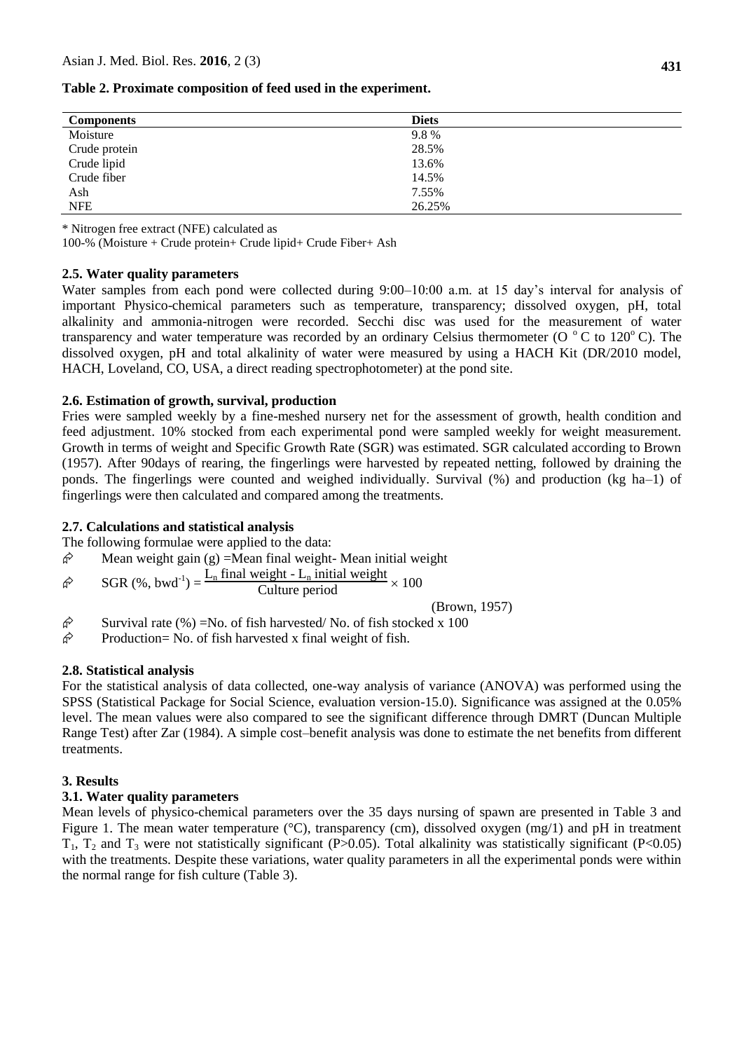**Table 2. Proximate composition of feed used in the experiment.**

| Components | Diets |
|---|---|
| Moisture | 9.8 % |
| Crude protein | 28.5% |
| Crude lipid | 13.6% |
| Crude fiber | 14.5% |
| Ash | 7.55% |
| NFE | 26.25% |

* Nitrogen free extract (NFE) calculated as
100-% (Moisture + Crude protein+ Crude lipid+ Crude Fiber+ Ash

### 2.5. Water quality parameters

Water samples from each pond were collected during 9:00–10:00 a.m. at 15 day's interval for analysis of important Physico-chemical parameters such as temperature, transparency; dissolved oxygen, pH, total alkalinity and ammonia-nitrogen were recorded. Secchi disc was used for the measurement of water transparency and water temperature was recorded by an ordinary Celsius thermometer (O $^{o}$C to 120$^{o}$C). The dissolved oxygen, pH and total alkalinity of water were measured by using a HACH Kit (DR/2010 model, HACH, Loveland, CO, USA, a direct reading spectrophotometer) at the pond site.

### 2.6. Estimation of growth, survival, production

Fries were sampled weekly by a fine-meshed nursery net for the assessment of growth, health condition and feed adjustment. 10% stocked from each experimental pond were sampled weekly for weight measurement. Growth in terms of weight and Specific Growth Rate (SGR) was estimated. SGR calculated according to Brown (1957). After 90days of rearing, the fingerlings were harvested by repeated netting, followed by draining the ponds. The fingerlings were counted and weighed individually. Survival (%) and production (kg ha–1) of fingerlings were then calculated and compared among the treatments.

### 2.7. Calculations and statistical analysis

The following formulae were applied to the data:

- Mean weight gain (g) =Mean final weight- Mean initial weight
- $$\text{SGR } (\%, \text{bwd}^{-1}) = \frac{L_n \text{ final weight} - L_n \text{ initial weight}}{\text{Culture period}} \times 100$$ (Brown, 1957)
- Survival rate (%) =No. of fish harvested/ No. of fish stocked x 100
- Production= No. of fish harvested x final weight of fish.

### 2.8. Statistical analysis

For the statistical analysis of data collected, one-way analysis of variance (ANOVA) was performed using the SPSS (Statistical Package for Social Science, evaluation version-15.0). Significance was assigned at the 0.05% level. The mean values were also compared to see the significant difference through DMRT (Duncan Multiple Range Test) after Zar (1984). A simple cost–benefit analysis was done to estimate the net benefits from different treatments.

## 3. Results

### 3.1. Water quality parameters

Mean levels of physico-chemical parameters over the 35 days nursing of spawn are presented in Table 3 and Figure 1. The mean water temperature (°C), transparency (cm), dissolved oxygen (mg/1) and pH in treatment $T_1$, $T_2$ and $T_3$ were not statistically significant (P>0.05). Total alkalinity was statistically significant (P<0.05) with the treatments. Despite these variations, water quality parameters in all the experimental ponds were within the normal range for fish culture (Table 3).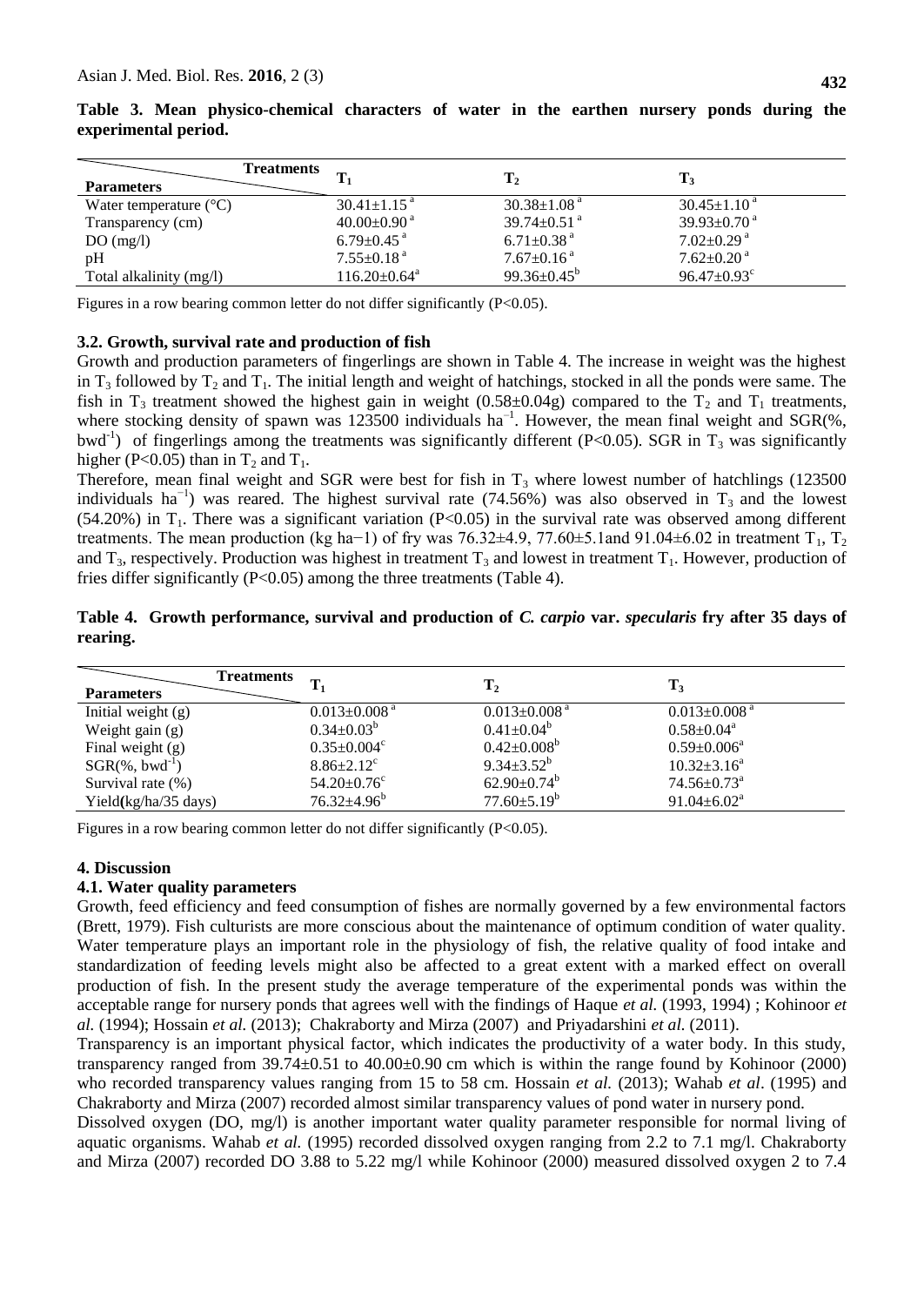**Table 3. Mean physico-chemical characters of water in the earthen nursery ponds during the experimental period.**

| Parameters \ Treatments | $T_1$ | $T_2$ | $T_3$ |
|---|---|---|---|
| Water temperature (°C) | 30.41±1.15 $^a$ | 30.38±1.08 $^a$ | 30.45±1.10 $^a$ |
| Transparency (cm) | 40.00±0.90 $^a$ | 39.74±0.51 $^a$ | 39.93±0.70 $^a$ |
| DO (mg/l) | 6.79±0.45 $^a$ | 6.71±0.38 $^a$ | 7.02±0.29 $^a$ |
| pH | 7.55±0.18 $^a$ | 7.67±0.16 $^a$ | 7.62±0.20 $^a$ |
| Total alkalinity (mg/l) | 116.20±0.64$^a$ | 99.36±0.45$^b$ | 96.47±0.93$^c$ |

Figures in a row bearing common letter do not differ significantly (P<0.05).

### 3.2. Growth, survival rate and production of fish

Growth and production parameters of fingerlings are shown in Table 4. The increase in weight was the highest in $T_3$ followed by $T_2$ and $T_1$. The initial length and weight of hatchings, stocked in all the ponds were same. The fish in $T_3$ treatment showed the highest gain in weight (0.58±0.04g) compared to the $T_2$ and $T_1$ treatments, where stocking density of spawn was 123500 individuals ha$^{-1}$. However, the mean final weight and SGR(%, bwd$^{-1}$) of fingerlings among the treatments was significantly different (P<0.05). SGR in $T_3$ was significantly higher (P<0.05) than in $T_2$ and $T_1$.

Therefore, mean final weight and SGR were best for fish in $T_3$ where lowest number of hatchlings (123500 individuals ha$^{-1}$) was reared. The highest survival rate (74.56%) was also observed in $T_3$ and the lowest (54.20%) in $T_1$. There was a significant variation (P<0.05) in the survival rate was observed among different treatments. The mean production (kg ha−1) of fry was 76.32±4.9, 77.60±5.1and 91.04±6.02 in treatment $T_1$, $T_2$ and $T_3$, respectively. Production was highest in treatment $T_3$ and lowest in treatment $T_1$. However, production of fries differ significantly (P<0.05) among the three treatments (Table 4).

**Table 4. Growth performance, survival and production of *C. carpio* var. *specularis* fry after 35 days of rearing.**

| Parameters \ Treatments | $T_1$ | $T_2$ | $T_3$ |
|---|---|---|---|
| Initial weight (g) | 0.013±0.008 $^a$ | 0.013±0.008 $^a$ | 0.013±0.008 $^a$ |
| Weight gain (g) | 0.34±0.03$^b$ | 0.41±0.04$^b$ | 0.58±0.04$^a$ |
| Final weight (g) | 0.35±0.004$^c$ | 0.42±0.008$^b$ | 0.59±0.006$^a$ |
| SGR(%, bwd$^{-1}$) | 8.86±2.12$^c$ | 9.34±3.52$^b$ | 10.32±3.16$^a$ |
| Survival rate (%) | 54.20±0.76$^c$ | 62.90±0.74$^b$ | 74.56±0.73$^a$ |
| Yield(kg/ha/35 days) | 76.32±4.96$^b$ | 77.60±5.19$^b$ | 91.04±6.02$^a$ |

Figures in a row bearing common letter do not differ significantly (P<0.05).

## 4. Discussion

### 4.1. Water quality parameters

Growth, feed efficiency and feed consumption of fishes are normally governed by a few environmental factors (Brett, 1979). Fish culturists are more conscious about the maintenance of optimum condition of water quality. Water temperature plays an important role in the physiology of fish, the relative quality of food intake and standardization of feeding levels might also be affected to a great extent with a marked effect on overall production of fish. In the present study the average temperature of the experimental ponds was within the acceptable range for nursery ponds that agrees well with the findings of Haque *et al.* (1993, 1994) ; Kohinoor *et al.* (1994); Hossain *et al.* (2013); Chakraborty and Mirza (2007) and Priyadarshini *et al.* (2011).

Transparency is an important physical factor, which indicates the productivity of a water body. In this study, transparency ranged from 39.74±0.51 to 40.00±0.90 cm which is within the range found by Kohinoor (2000) who recorded transparency values ranging from 15 to 58 cm. Hossain *et al.* (2013); Wahab *et al*. (1995) and Chakraborty and Mirza (2007) recorded almost similar transparency values of pond water in nursery pond.

Dissolved oxygen (DO, mg/l) is another important water quality parameter responsible for normal living of aquatic organisms. Wahab *et al.* (1995) recorded dissolved oxygen ranging from 2.2 to 7.1 mg/l. Chakraborty and Mirza (2007) recorded DO 3.88 to 5.22 mg/l while Kohinoor (2000) measured dissolved oxygen 2 to 7.4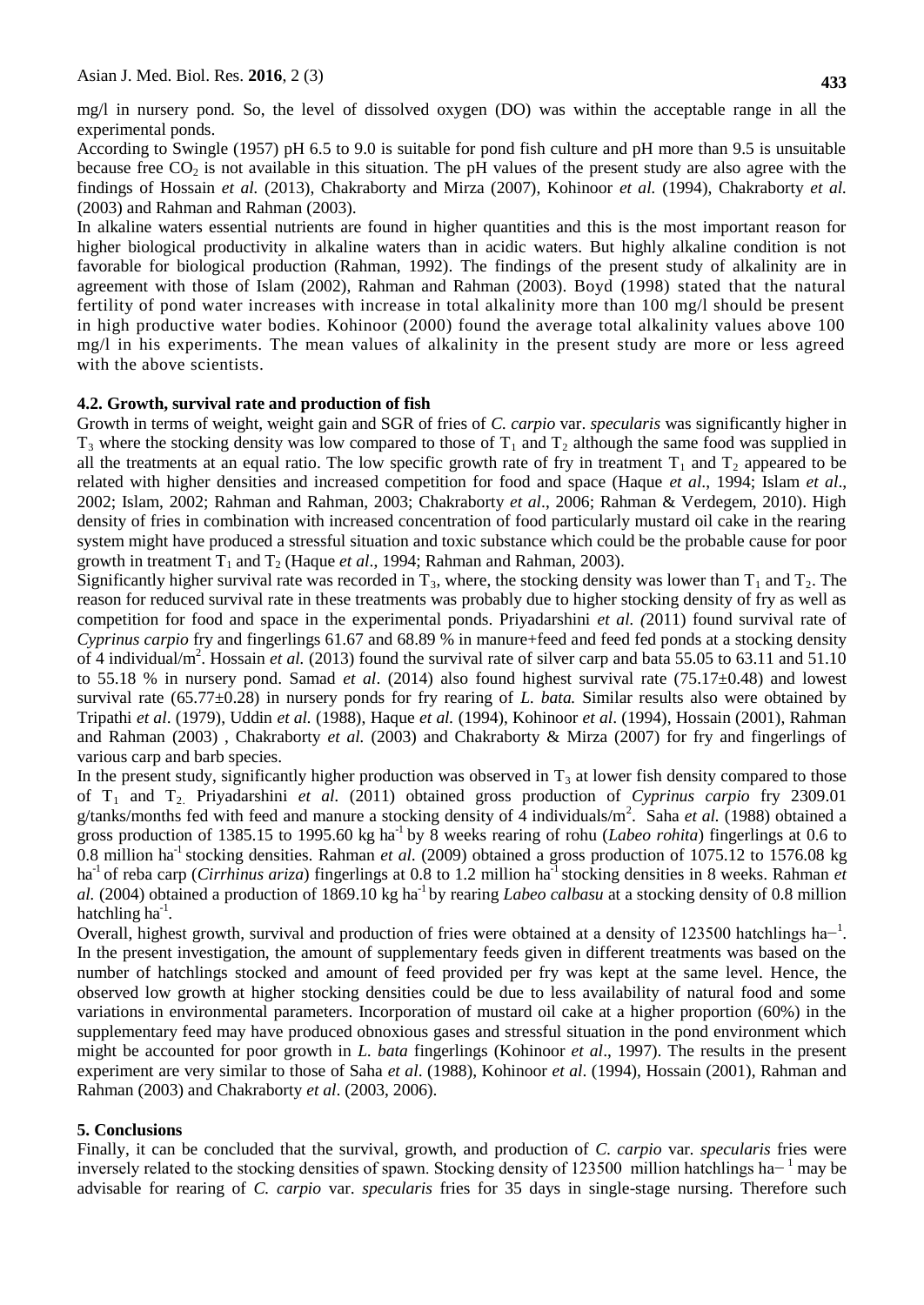mg/l in nursery pond. So, the level of dissolved oxygen (DO) was within the acceptable range in all the experimental ponds.

According to Swingle (1957) pH 6.5 to 9.0 is suitable for pond fish culture and pH more than 9.5 is unsuitable because free $CO_2$ is not available in this situation. The pH values of the present study are also agree with the findings of Hossain *et al.* (2013), Chakraborty and Mirza (2007), Kohinoor *et al.* (1994), Chakraborty *et al.* (2003) and Rahman and Rahman (2003).

In alkaline waters essential nutrients are found in higher quantities and this is the most important reason for higher biological productivity in alkaline waters than in acidic waters. But highly alkaline condition is not favorable for biological production (Rahman, 1992). The findings of the present study of alkalinity are in agreement with those of Islam (2002), Rahman and Rahman (2003). Boyd (1998) stated that the natural fertility of pond water increases with increase in total alkalinity more than 100 mg/l should be present in high productive water bodies. Kohinoor (2000) found the average total alkalinity values above 100 mg/l in his experiments. The mean values of alkalinity in the present study are more or less agreed with the above scientists.

### 4.2. Growth, survival rate and production of fish

Growth in terms of weight, weight gain and SGR of fries of *C. carpio* var. *specularis* was significantly higher in $T_3$ where the stocking density was low compared to those of $T_1$ and $T_2$ although the same food was supplied in all the treatments at an equal ratio. The low specific growth rate of fry in treatment $T_1$ and $T_2$ appeared to be related with higher densities and increased competition for food and space (Haque *et al*., 1994; Islam *et al*., 2002; Islam, 2002; Rahman and Rahman, 2003; Chakraborty *et al*., 2006; Rahman & Verdegem, 2010). High density of fries in combination with increased concentration of food particularly mustard oil cake in the rearing system might have produced a stressful situation and toxic substance which could be the probable cause for poor growth in treatment $T_1$ and $T_2$ (Haque *et al*., 1994; Rahman and Rahman, 2003).

Significantly higher survival rate was recorded in $T_3$, where, the stocking density was lower than $T_1$ and $T_2$. The reason for reduced survival rate in these treatments was probably due to higher stocking density of fry as well as competition for food and space in the experimental ponds. Priyadarshini *et al. (*2011) found survival rate of *Cyprinus carpio* fry and fingerlings 61.67 and 68.89 % in manure+feed and feed fed ponds at a stocking density of 4 individual/$m^2$. Hossain *et al.* (2013) found the survival rate of silver carp and bata 55.05 to 63.11 and 51.10 to 55.18 % in nursery pond. Samad *et al*. (2014) also found highest survival rate (75.17±0.48) and lowest survival rate (65.77±0.28) in nursery ponds for fry rearing of *L. bata.* Similar results also were obtained by Tripathi *et al*. (1979), Uddin *et al.* (1988), Haque *et al.* (1994), Kohinoor *et al*. (1994), Hossain (2001), Rahman and Rahman (2003) , Chakraborty *et al.* (2003) and Chakraborty & Mirza (2007) for fry and fingerlings of various carp and barb species.

In the present study, significantly higher production was observed in $T_3$ at lower fish density compared to those of $T_1$ and $T_2$. Priyadarshini *et al*. (2011) obtained gross production of *Cyprinus carpio* fry 2309.01 g/tanks/months fed with feed and manure a stocking density of 4 individuals/$m^2$. Saha *et al.* (1988) obtained a gross production of 1385.15 to 1995.60 kg $ha^{-1}$ by 8 weeks rearing of rohu (*Labeo rohita*) fingerlings at 0.6 to 0.8 million $ha^{-1}$ stocking densities. Rahman *et al.* (2009) obtained a gross production of 1075.12 to 1576.08 kg $ha^{-1}$ of reba carp (*Cirrhinus ariza*) fingerlings at 0.8 to 1.2 million $ha^{-1}$ stocking densities in 8 weeks. Rahman *et al.* (2004) obtained a production of 1869.10 kg $ha^{-1}$ by rearing *Labeo calbasu* at a stocking density of 0.8 million hatchling $ha^{-1}$.

Overall, highest growth, survival and production of fries were obtained at a density of 123500 hatchlings $ha^{-1}$. In the present investigation, the amount of supplementary feeds given in different treatments was based on the number of hatchlings stocked and amount of feed provided per fry was kept at the same level. Hence, the observed low growth at higher stocking densities could be due to less availability of natural food and some variations in environmental parameters. Incorporation of mustard oil cake at a higher proportion (60%) in the supplementary feed may have produced obnoxious gases and stressful situation in the pond environment which might be accounted for poor growth in *L. bata* fingerlings (Kohinoor *et al*., 1997). The results in the present experiment are very similar to those of Saha *et al*. (1988), Kohinoor *et al*. (1994), Hossain (2001), Rahman and Rahman (2003) and Chakraborty *et al*. (2003, 2006).

## 5. Conclusions

Finally, it can be concluded that the survival, growth, and production of *C. carpio* var. *specularis* fries were inversely related to the stocking densities of spawn. Stocking density of 123500 million hatchlings $ha^{-1}$ may be advisable for rearing of *C. carpio* var. *specularis* fries for 35 days in single-stage nursing. Therefore such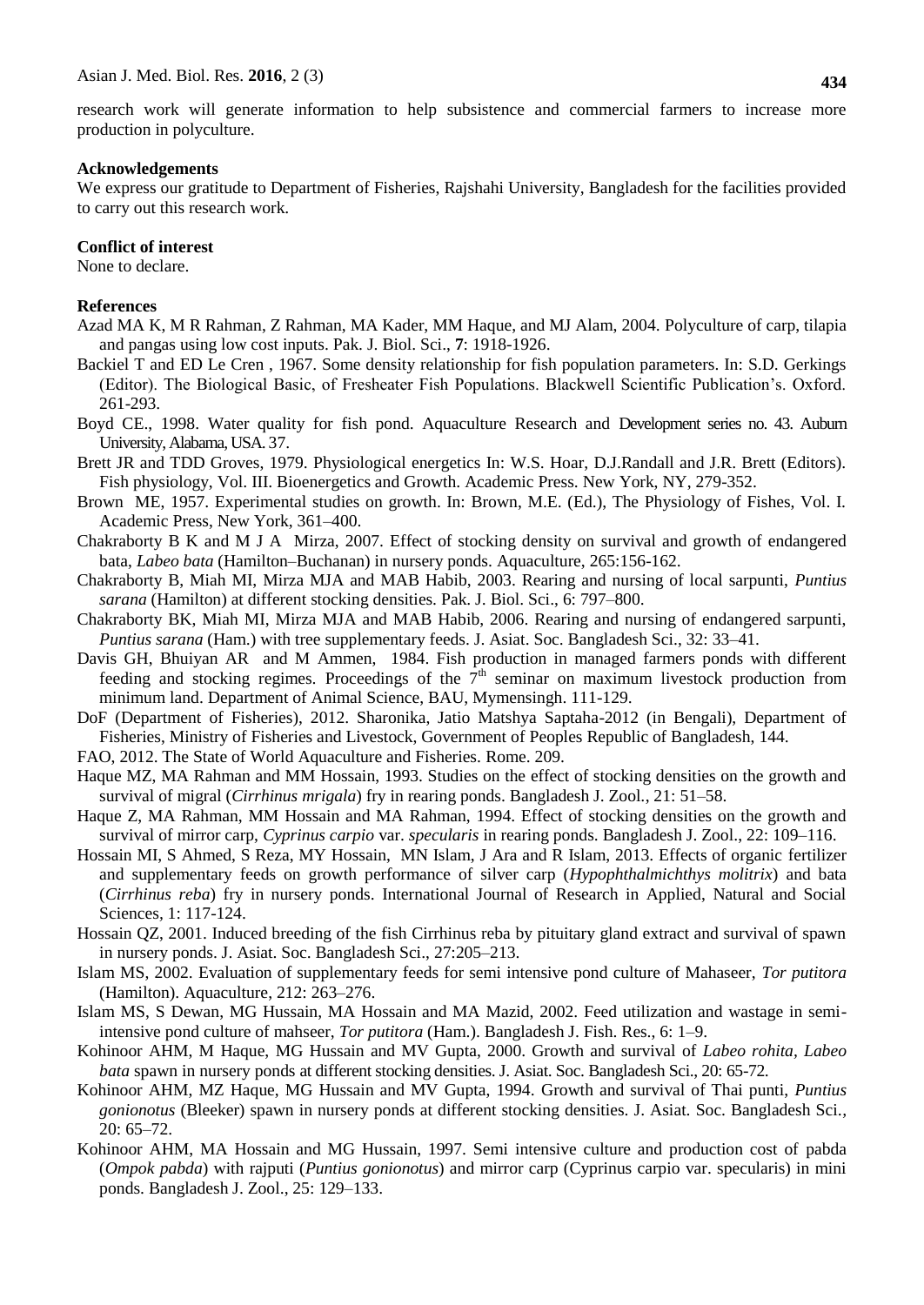research work will generate information to help subsistence and commercial farmers to increase more production in polyculture.

**Acknowledgements**

We express our gratitude to Department of Fisheries, Rajshahi University, Bangladesh for the facilities provided to carry out this research work.

**Conflict of interest**

None to declare.

**References**

Azad MA K, M R Rahman, Z Rahman, MA Kader, MM Haque, and MJ Alam, 2004. Polyculture of carp, tilapia and pangas using low cost inputs. Pak. J. Biol. Sci., **7**: 1918-1926.

Backiel T and ED Le Cren , 1967. Some density relationship for fish population parameters. In: S.D. Gerkings (Editor). The Biological Basic, of Fresheater Fish Populations. Blackwell Scientific Publication's. Oxford. 261-293.

Boyd CE., 1998. Water quality for fish pond. Aquaculture Research and Development series no. 43. Auburn University, Alabama, USA. 37.

Brett JR and TDD Groves, 1979. Physiological energetics In: W.S. Hoar, D.J.Randall and J.R. Brett (Editors). Fish physiology, Vol. III. Bioenergetics and Growth. Academic Press. New York, NY, 279-352.

Brown ME, 1957. Experimental studies on growth. In: Brown, M.E. (Ed.), The Physiology of Fishes, Vol. I. Academic Press, New York, 361–400.

Chakraborty B K and M J A Mirza, 2007. Effect of stocking density on survival and growth of endangered bata, *Labeo bata* (Hamilton–Buchanan) in nursery ponds. Aquaculture, 265:156-162.

Chakraborty B, Miah MI, Mirza MJA and MAB Habib, 2003. Rearing and nursing of local sarpunti, *Puntius sarana* (Hamilton) at different stocking densities. Pak. J. Biol. Sci., 6: 797–800.

Chakraborty BK, Miah MI, Mirza MJA and MAB Habib, 2006. Rearing and nursing of endangered sarpunti, *Puntius sarana* (Ham.) with tree supplementary feeds. J. Asiat. Soc. Bangladesh Sci., 32: 33–41.

Davis GH, Bhuiyan AR and M Ammen, 1984. Fish production in managed farmers ponds with different feeding and stocking regimes. Proceedings of the 7th seminar on maximum livestock production from minimum land. Department of Animal Science, BAU, Mymensingh. 111-129.

DoF (Department of Fisheries), 2012. Sharonika, Jatio Matshya Saptaha-2012 (in Bengali), Department of Fisheries, Ministry of Fisheries and Livestock, Government of Peoples Republic of Bangladesh, 144.

FAO, 2012. The State of World Aquaculture and Fisheries. Rome. 209.

Haque MZ, MA Rahman and MM Hossain, 1993. Studies on the effect of stocking densities on the growth and survival of migral (*Cirrhinus mrigala*) fry in rearing ponds. Bangladesh J. Zool., 21: 51–58.

Haque Z, MA Rahman, MM Hossain and MA Rahman, 1994. Effect of stocking densities on the growth and survival of mirror carp, *Cyprinus carpio* var. *specularis* in rearing ponds. Bangladesh J. Zool., 22: 109–116.

Hossain MI, S Ahmed, S Reza, MY Hossain, MN Islam, J Ara and R Islam, 2013. Effects of organic fertilizer and supplementary feeds on growth performance of silver carp (*Hypophthalmichthys molitrix*) and bata (*Cirrhinus reba*) fry in nursery ponds. International Journal of Research in Applied, Natural and Social Sciences, 1: 117-124.

Hossain QZ, 2001. Induced breeding of the fish Cirrhinus reba by pituitary gland extract and survival of spawn in nursery ponds. J. Asiat. Soc. Bangladesh Sci., 27:205–213.

Islam MS, 2002. Evaluation of supplementary feeds for semi intensive pond culture of Mahaseer, *Tor putitora* (Hamilton). Aquaculture, 212: 263–276.

Islam MS, S Dewan, MG Hussain, MA Hossain and MA Mazid, 2002. Feed utilization and wastage in semi-intensive pond culture of mahseer, *Tor putitora* (Ham.). Bangladesh J. Fish. Res., 6: 1–9.

Kohinoor AHM, M Haque, MG Hussain and MV Gupta, 2000. Growth and survival of *Labeo rohita*, *Labeo bata* spawn in nursery ponds at different stocking densities. J. Asiat. Soc. Bangladesh Sci., 20: 65-72.

Kohinoor AHM, MZ Haque, MG Hussain and MV Gupta, 1994. Growth and survival of Thai punti, *Puntius gonionotus* (Bleeker) spawn in nursery ponds at different stocking densities. J. Asiat. Soc. Bangladesh Sci., 20: 65–72.

Kohinoor AHM, MA Hossain and MG Hussain, 1997. Semi intensive culture and production cost of pabda (*Ompok pabda*) with rajputi (*Puntius gonionotus*) and mirror carp (Cyprinus carpio var. specularis) in mini ponds. Bangladesh J. Zool., 25: 129–133.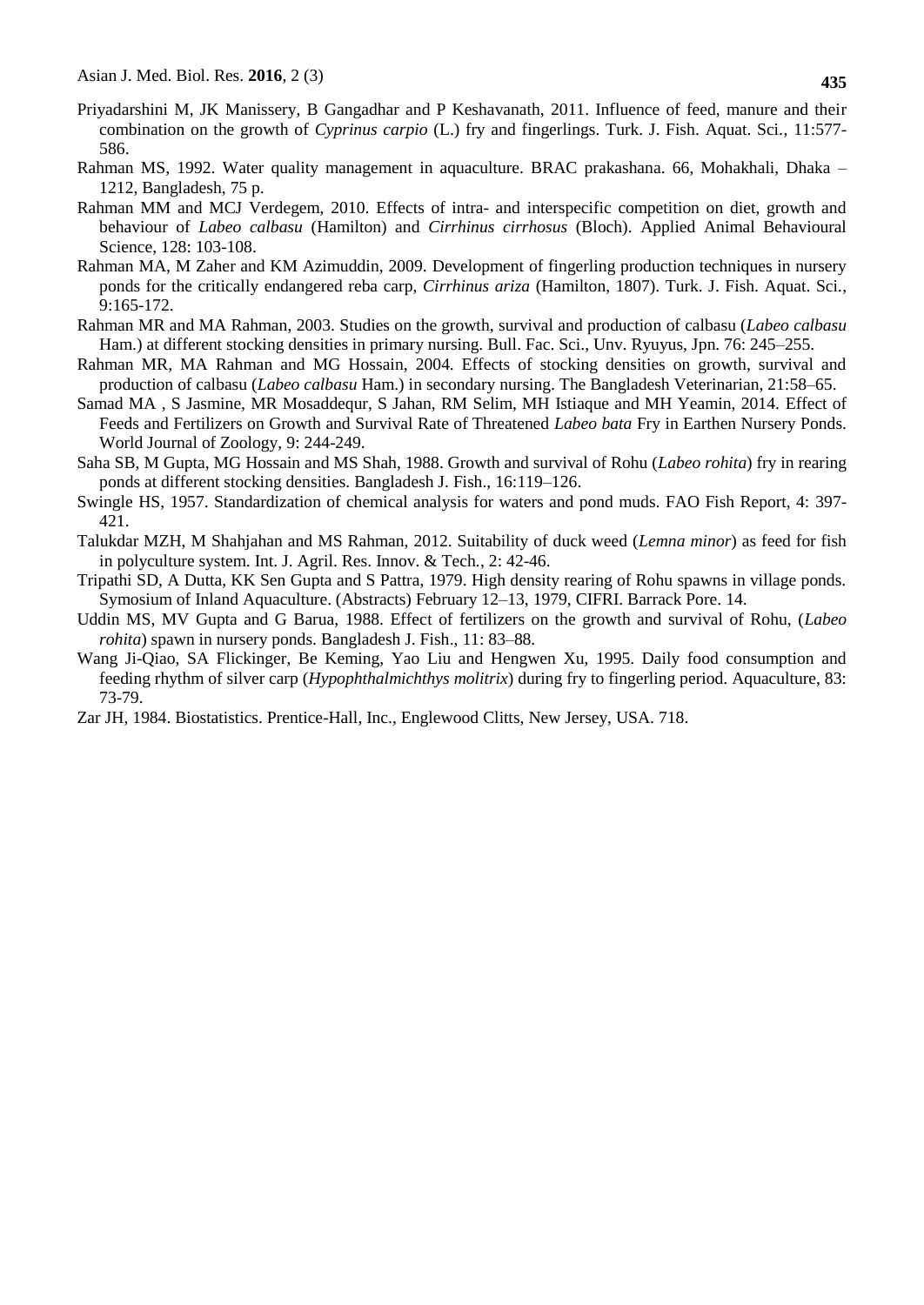Priyadarshini M, JK Manissery, B Gangadhar and P Keshavanath, 2011. Influence of feed, manure and their combination on the growth of *Cyprinus carpio* (L.) fry and fingerlings. Turk. J. Fish. Aquat. Sci., 11:577-586.

Rahman MS, 1992. Water quality management in aquaculture. BRAC prakashana. 66, Mohakhali, Dhaka – 1212, Bangladesh, 75 p.

Rahman MM and MCJ Verdegem, 2010. Effects of intra- and interspecific competition on diet, growth and behaviour of *Labeo calbasu* (Hamilton) and *Cirrhinus cirrhosus* (Bloch). Applied Animal Behavioural Science, 128: 103-108.

Rahman MA, M Zaher and KM Azimuddin, 2009. Development of fingerling production techniques in nursery ponds for the critically endangered reba carp, *Cirrhinus ariza* (Hamilton, 1807). Turk. J. Fish. Aquat. Sci., 9:165-172.

Rahman MR and MA Rahman, 2003. Studies on the growth, survival and production of calbasu (*Labeo calbasu* Ham.) at different stocking densities in primary nursing. Bull. Fac. Sci., Unv. Ryuyus, Jpn. 76: 245–255.

Rahman MR, MA Rahman and MG Hossain, 2004. Effects of stocking densities on growth, survival and production of calbasu (*Labeo calbasu* Ham.) in secondary nursing. The Bangladesh Veterinarian, 21:58–65.

Samad MA , S Jasmine, MR Mosaddequr, S Jahan, RM Selim, MH Istiaque and MH Yeamin, 2014. Effect of Feeds and Fertilizers on Growth and Survival Rate of Threatened *Labeo bata* Fry in Earthen Nursery Ponds. World Journal of Zoology, 9: 244-249.

Saha SB, M Gupta, MG Hossain and MS Shah, 1988. Growth and survival of Rohu (*Labeo rohita*) fry in rearing ponds at different stocking densities. Bangladesh J. Fish., 16:119–126.

Swingle HS, 1957. Standardization of chemical analysis for waters and pond muds. FAO Fish Report, 4: 397-421.

Talukdar MZH, M Shahjahan and MS Rahman, 2012. Suitability of duck weed (*Lemna minor*) as feed for fish in polyculture system. Int. J. Agril. Res. Innov. & Tech., 2: 42-46.

Tripathi SD, A Dutta, KK Sen Gupta and S Pattra, 1979. High density rearing of Rohu spawns in village ponds. Symosium of Inland Aquaculture. (Abstracts) February 12–13, 1979, CIFRI. Barrack Pore. 14.

Uddin MS, MV Gupta and G Barua, 1988. Effect of fertilizers on the growth and survival of Rohu, (*Labeo rohita*) spawn in nursery ponds. Bangladesh J. Fish., 11: 83–88.

Wang Ji-Qiao, SA Flickinger, Be Keming, Yao Liu and Hengwen Xu, 1995. Daily food consumption and feeding rhythm of silver carp (*Hypophthalmichthys molitrix*) during fry to fingerling period. Aquaculture, 83: 73-79.

Zar JH, 1984. Biostatistics. Prentice-Hall, Inc., Englewood Clitts, New Jersey, USA. 718.